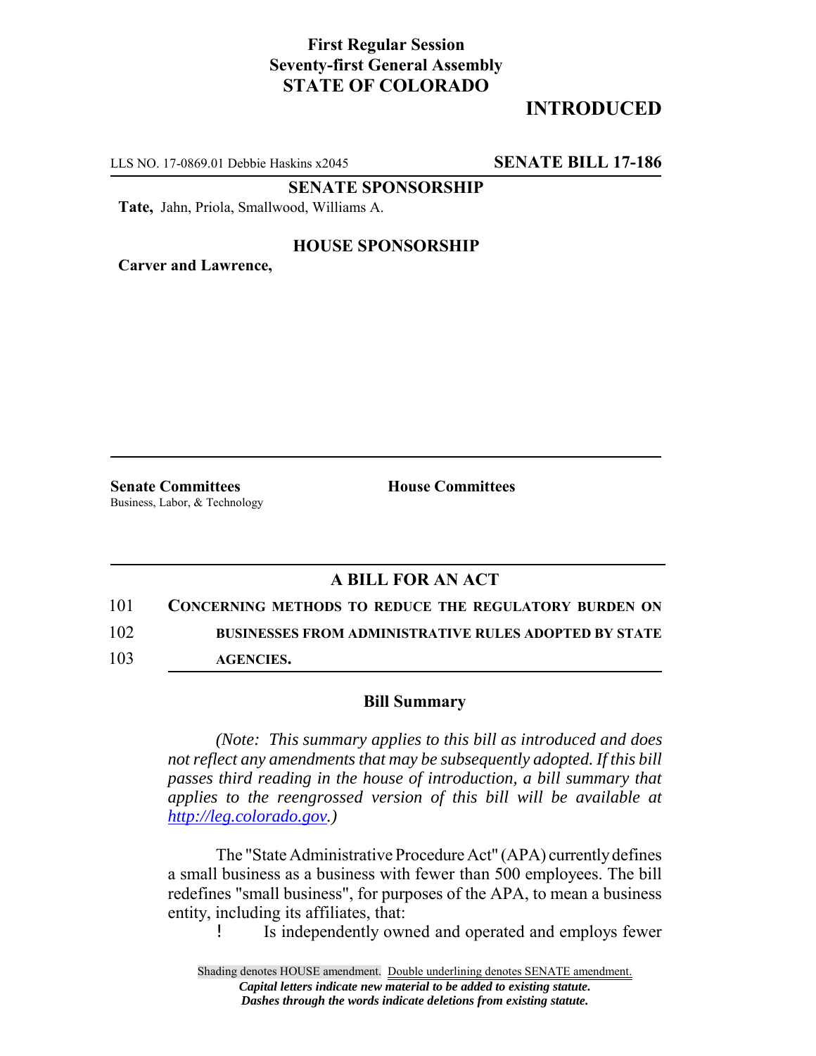**First Regular Session**
**Seventy-first General Assembly**
**STATE OF COLORADO**

## INTRODUCED

LLS NO. 17-0869.01 Debbie Haskins x2045 **SENATE BILL 17-186**

**SENATE SPONSORSHIP**

**Tate,** Jahn, Priola, Smallwood, Williams A.

**HOUSE SPONSORSHIP**

**Carver and Lawrence,**

**Senate Committees**
Business, Labor, & Technology

**House Committees**

### A BILL FOR AN ACT

101 **CONCERNING METHODS TO REDUCE THE REGULATORY BURDEN ON**
102 **BUSINESSES FROM ADMINISTRATIVE RULES ADOPTED BY STATE**
103 **AGENCIES.**

### Bill Summary

*(Note: This summary applies to this bill as introduced and does not reflect any amendments that may be subsequently adopted. If this bill passes third reading in the house of introduction, a bill summary that applies to the reengrossed version of this bill will be available at http://leg.colorado.gov.)*

The "State Administrative Procedure Act" (APA) currently defines a small business as a business with fewer than 500 employees. The bill redefines "small business", for purposes of the APA, to mean a business entity, including its affiliates, that:

! Is independently owned and operated and employs fewer

Shading denotes HOUSE amendment. Double underlining denotes SENATE amendment.
*Capital letters indicate new material to be added to existing statute.*
*Dashes through the words indicate deletions from existing statute.*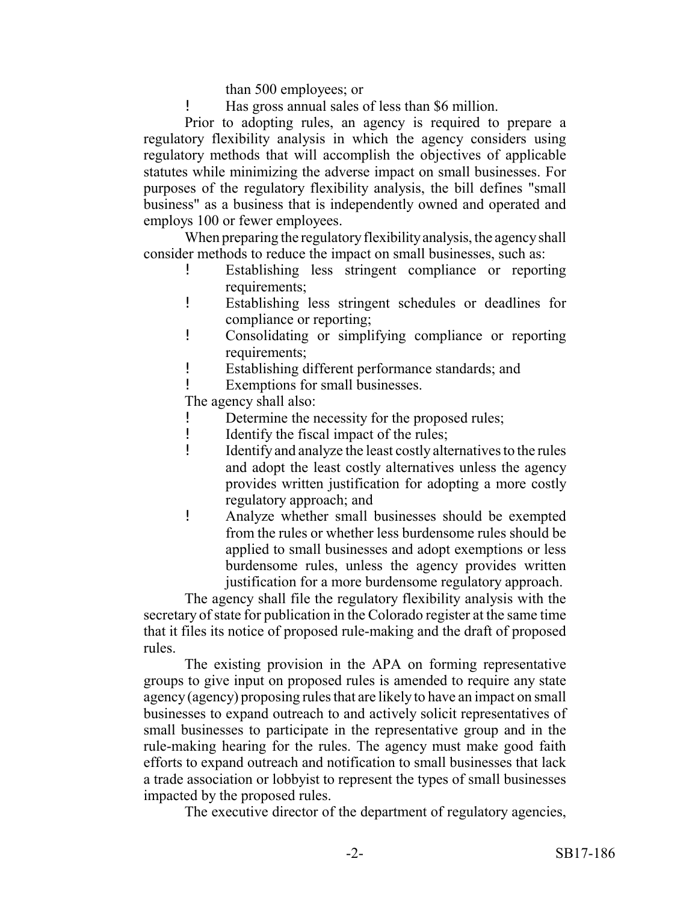than 500 employees; or

- Has gross annual sales of less than \$6 million.

Prior to adopting rules, an agency is required to prepare a regulatory flexibility analysis in which the agency considers using regulatory methods that will accomplish the objectives of applicable statutes while minimizing the adverse impact on small businesses. For purposes of the regulatory flexibility analysis, the bill defines "small business" as a business that is independently owned and operated and employs 100 or fewer employees.

When preparing the regulatory flexibility analysis, the agency shall consider methods to reduce the impact on small businesses, such as:

- Establishing less stringent compliance or reporting requirements;
- Establishing less stringent schedules or deadlines for compliance or reporting;
- Consolidating or simplifying compliance or reporting requirements;
- Establishing different performance standards; and
- Exemptions for small businesses.

The agency shall also:

- Determine the necessity for the proposed rules;
- Identify the fiscal impact of the rules;
- Identify and analyze the least costly alternatives to the rules and adopt the least costly alternatives unless the agency provides written justification for adopting a more costly regulatory approach; and
- Analyze whether small businesses should be exempted from the rules or whether less burdensome rules should be applied to small businesses and adopt exemptions or less burdensome rules, unless the agency provides written justification for a more burdensome regulatory approach.

The agency shall file the regulatory flexibility analysis with the secretary of state for publication in the Colorado register at the same time that it files its notice of proposed rule-making and the draft of proposed rules.

The existing provision in the APA on forming representative groups to give input on proposed rules is amended to require any state agency (agency) proposing rules that are likely to have an impact on small businesses to expand outreach to and actively solicit representatives of small businesses to participate in the representative group and in the rule-making hearing for the rules. The agency must make good faith efforts to expand outreach and notification to small businesses that lack a trade association or lobbyist to represent the types of small businesses impacted by the proposed rules.

The executive director of the department of regulatory agencies,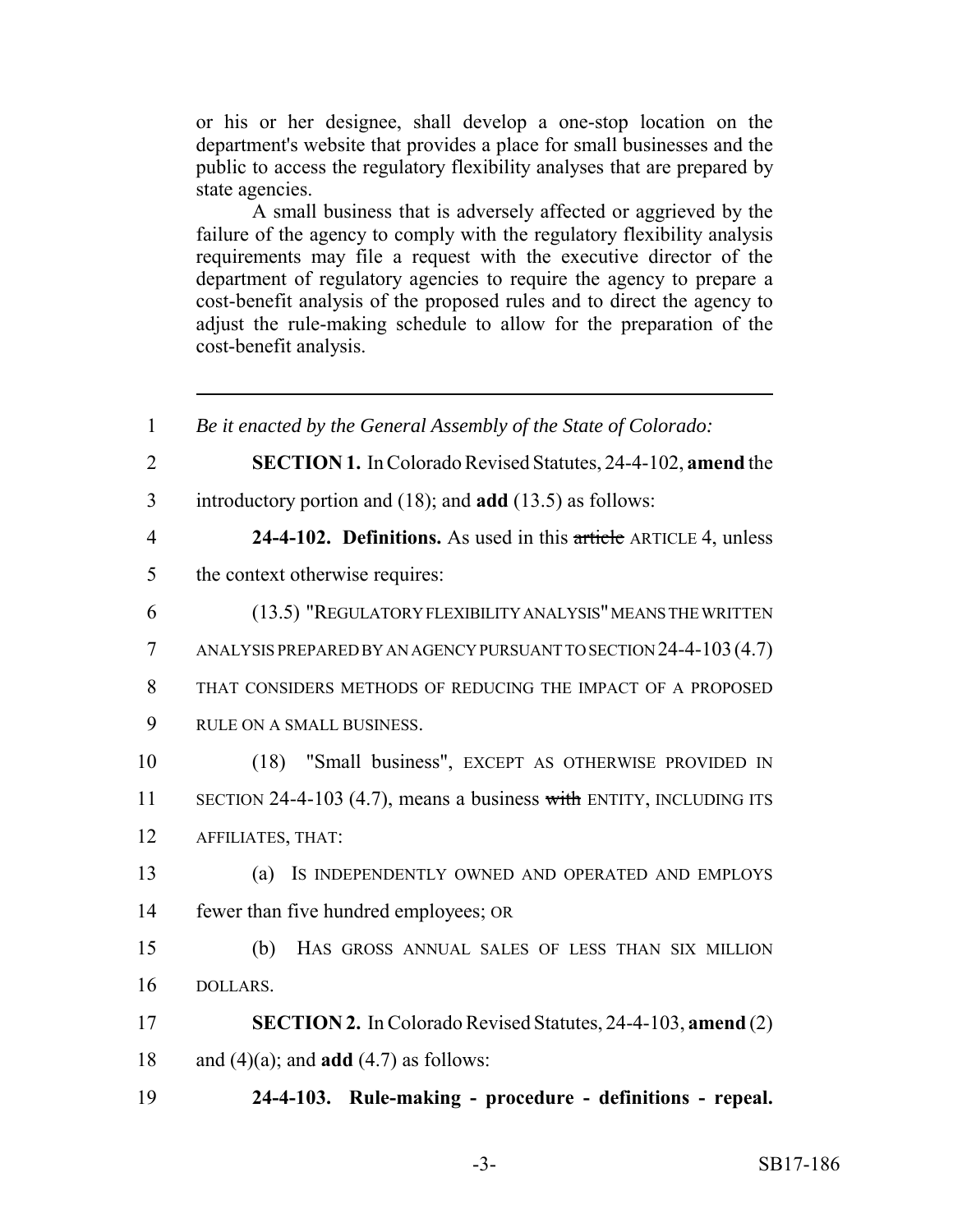or his or her designee, shall develop a one-stop location on the department's website that provides a place for small businesses and the public to access the regulatory flexibility analyses that are prepared by state agencies.

A small business that is adversely affected or aggrieved by the failure of the agency to comply with the regulatory flexibility analysis requirements may file a request with the executive director of the department of regulatory agencies to require the agency to prepare a cost-benefit analysis of the proposed rules and to direct the agency to adjust the rule-making schedule to allow for the preparation of the cost-benefit analysis.

---

1 *Be it enacted by the General Assembly of the State of Colorado:*

2 **SECTION 1.** In Colorado Revised Statutes, 24-4-102, **amend** the
3 introductory portion and (18); and **add** (13.5) as follows:

4 **24-4-102. Definitions.** As used in this ~~article~~ ARTICLE 4, unless
5 the context otherwise requires:

6 (13.5) "REGULATORY FLEXIBILITY ANALYSIS" MEANS THE WRITTEN
7 ANALYSIS PREPARED BY AN AGENCY PURSUANT TO SECTION 24-4-103 (4.7)
8 THAT CONSIDERS METHODS OF REDUCING THE IMPACT OF A PROPOSED
9 RULE ON A SMALL BUSINESS.

10 (18) "Small business", EXCEPT AS OTHERWISE PROVIDED IN
11 SECTION 24-4-103 (4.7), means a business ~~with~~ ENTITY, INCLUDING ITS
12 AFFILIATES, THAT:

13 (a) IS INDEPENDENTLY OWNED AND OPERATED AND EMPLOYS
14 fewer than five hundred employees; OR

15 (b) HAS GROSS ANNUAL SALES OF LESS THAN SIX MILLION
16 DOLLARS.

17 **SECTION 2.** In Colorado Revised Statutes, 24-4-103, **amend** (2)
18 and (4)(a); and **add** (4.7) as follows:

19 **24-4-103. Rule-making - procedure - definitions - repeal.**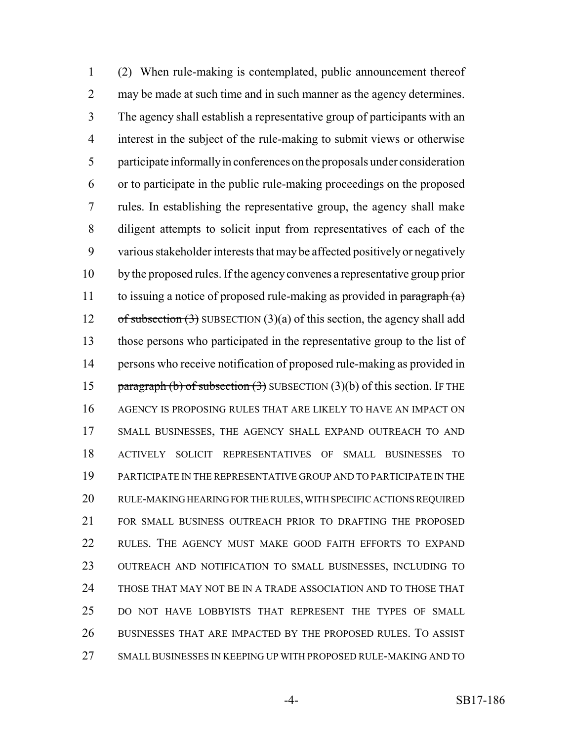(2) When rule-making is contemplated, public announcement thereof may be made at such time and in such manner as the agency determines. The agency shall establish a representative group of participants with an interest in the subject of the rule-making to submit views or otherwise participate informally in conferences on the proposals under consideration or to participate in the public rule-making proceedings on the proposed rules. In establishing the representative group, the agency shall make diligent attempts to solicit input from representatives of each of the various stakeholder interests that may be affected positively or negatively by the proposed rules. If the agency convenes a representative group prior to issuing a notice of proposed rule-making as provided in ~~paragraph (a) of subsection (3)~~ SUBSECTION (3)(a) of this section, the agency shall add those persons who participated in the representative group to the list of persons who receive notification of proposed rule-making as provided in ~~paragraph (b) of subsection (3)~~ SUBSECTION (3)(b) of this section. IF THE AGENCY IS PROPOSING RULES THAT ARE LIKELY TO HAVE AN IMPACT ON SMALL BUSINESSES, THE AGENCY SHALL EXPAND OUTREACH TO AND ACTIVELY SOLICIT REPRESENTATIVES OF SMALL BUSINESSES TO PARTICIPATE IN THE REPRESENTATIVE GROUP AND TO PARTICIPATE IN THE RULE-MAKING HEARING FOR THE RULES, WITH SPECIFIC ACTIONS REQUIRED FOR SMALL BUSINESS OUTREACH PRIOR TO DRAFTING THE PROPOSED RULES. THE AGENCY MUST MAKE GOOD FAITH EFFORTS TO EXPAND OUTREACH AND NOTIFICATION TO SMALL BUSINESSES, INCLUDING TO THOSE THAT MAY NOT BE IN A TRADE ASSOCIATION AND TO THOSE THAT DO NOT HAVE LOBBYISTS THAT REPRESENT THE TYPES OF SMALL BUSINESSES THAT ARE IMPACTED BY THE PROPOSED RULES. TO ASSIST SMALL BUSINESSES IN KEEPING UP WITH PROPOSED RULE-MAKING AND TO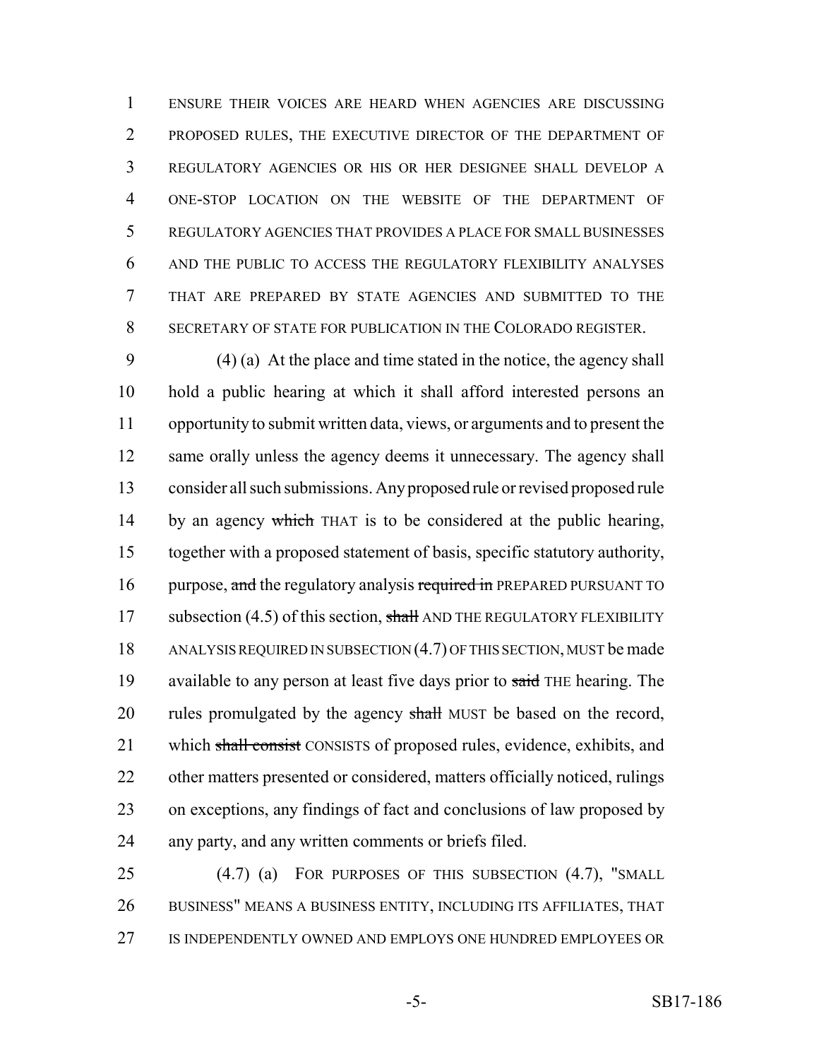ENSURE THEIR VOICES ARE HEARD WHEN AGENCIES ARE DISCUSSING PROPOSED RULES, THE EXECUTIVE DIRECTOR OF THE DEPARTMENT OF REGULATORY AGENCIES OR HIS OR HER DESIGNEE SHALL DEVELOP A ONE-STOP LOCATION ON THE WEBSITE OF THE DEPARTMENT OF REGULATORY AGENCIES THAT PROVIDES A PLACE FOR SMALL BUSINESSES AND THE PUBLIC TO ACCESS THE REGULATORY FLEXIBILITY ANALYSES THAT ARE PREPARED BY STATE AGENCIES AND SUBMITTED TO THE SECRETARY OF STATE FOR PUBLICATION IN THE COLORADO REGISTER.

(4) (a) At the place and time stated in the notice, the agency shall hold a public hearing at which it shall afford interested persons an opportunity to submit written data, views, or arguments and to present the same orally unless the agency deems it unnecessary. The agency shall consider all such submissions. Any proposed rule or revised proposed rule by an agency ~~which~~ THAT is to be considered at the public hearing, together with a proposed statement of basis, specific statutory authority, purpose, ~~and~~ the regulatory analysis ~~required in~~ PREPARED PURSUANT TO subsection (4.5) of this section, ~~shall~~ AND THE REGULATORY FLEXIBILITY ANALYSIS REQUIRED IN SUBSECTION (4.7) OF THIS SECTION, MUST be made available to any person at least five days prior to ~~said~~ THE hearing. The rules promulgated by the agency ~~shall~~ MUST be based on the record, which ~~shall consist~~ CONSISTS of proposed rules, evidence, exhibits, and other matters presented or considered, matters officially noticed, rulings on exceptions, any findings of fact and conclusions of law proposed by any party, and any written comments or briefs filed.

(4.7) (a) FOR PURPOSES OF THIS SUBSECTION (4.7), "SMALL BUSINESS" MEANS A BUSINESS ENTITY, INCLUDING ITS AFFILIATES, THAT IS INDEPENDENTLY OWNED AND EMPLOYS ONE HUNDRED EMPLOYEES OR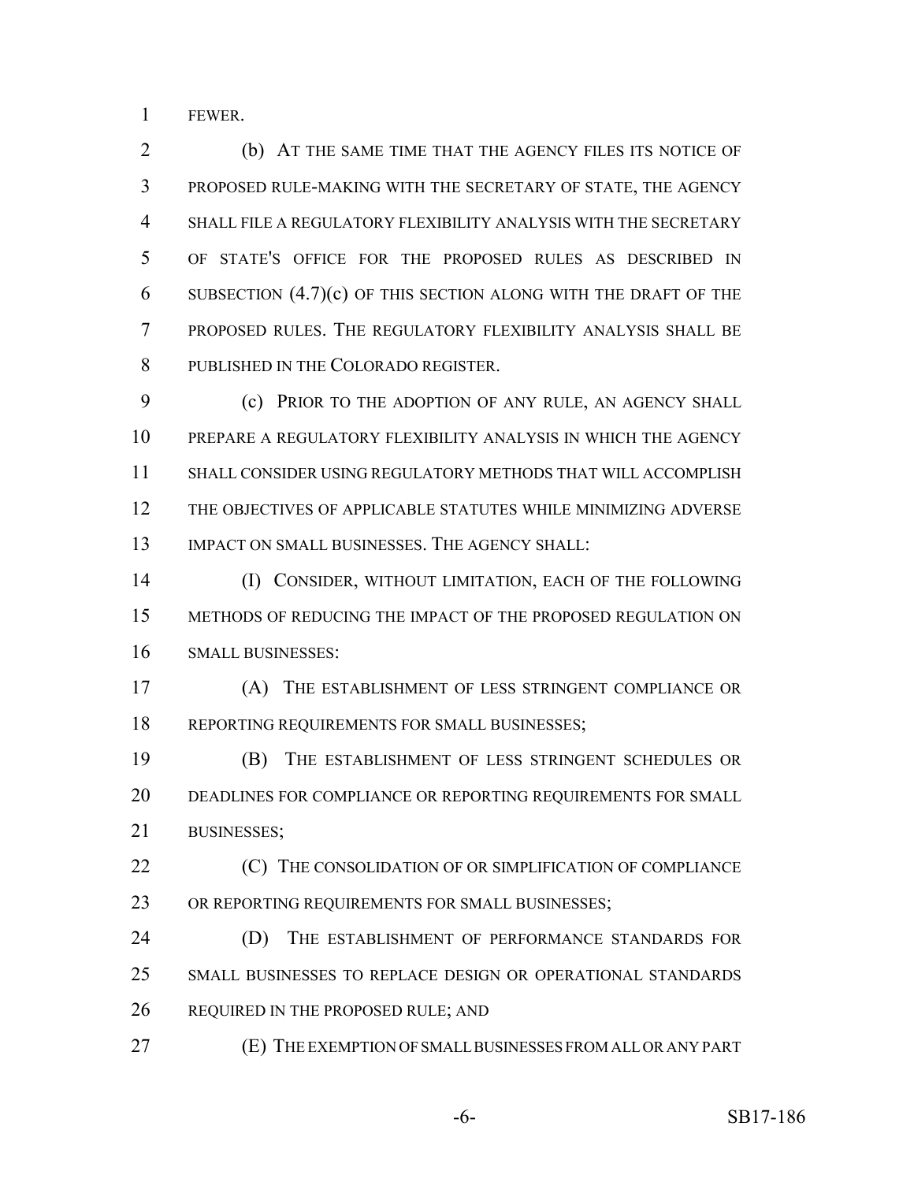FEWER.

(b) AT THE SAME TIME THAT THE AGENCY FILES ITS NOTICE OF PROPOSED RULE-MAKING WITH THE SECRETARY OF STATE, THE AGENCY SHALL FILE A REGULATORY FLEXIBILITY ANALYSIS WITH THE SECRETARY OF STATE'S OFFICE FOR THE PROPOSED RULES AS DESCRIBED IN SUBSECTION (4.7)(c) OF THIS SECTION ALONG WITH THE DRAFT OF THE PROPOSED RULES. THE REGULATORY FLEXIBILITY ANALYSIS SHALL BE PUBLISHED IN THE COLORADO REGISTER.

(c) PRIOR TO THE ADOPTION OF ANY RULE, AN AGENCY SHALL PREPARE A REGULATORY FLEXIBILITY ANALYSIS IN WHICH THE AGENCY SHALL CONSIDER USING REGULATORY METHODS THAT WILL ACCOMPLISH THE OBJECTIVES OF APPLICABLE STATUTES WHILE MINIMIZING ADVERSE IMPACT ON SMALL BUSINESSES. THE AGENCY SHALL:

(I) CONSIDER, WITHOUT LIMITATION, EACH OF THE FOLLOWING METHODS OF REDUCING THE IMPACT OF THE PROPOSED REGULATION ON SMALL BUSINESSES:

(A) THE ESTABLISHMENT OF LESS STRINGENT COMPLIANCE OR REPORTING REQUIREMENTS FOR SMALL BUSINESSES;

(B) THE ESTABLISHMENT OF LESS STRINGENT SCHEDULES OR DEADLINES FOR COMPLIANCE OR REPORTING REQUIREMENTS FOR SMALL BUSINESSES;

(C) THE CONSOLIDATION OF OR SIMPLIFICATION OF COMPLIANCE OR REPORTING REQUIREMENTS FOR SMALL BUSINESSES;

(D) THE ESTABLISHMENT OF PERFORMANCE STANDARDS FOR SMALL BUSINESSES TO REPLACE DESIGN OR OPERATIONAL STANDARDS REQUIRED IN THE PROPOSED RULE; AND

(E) THE EXEMPTION OF SMALL BUSINESSES FROM ALL OR ANY PART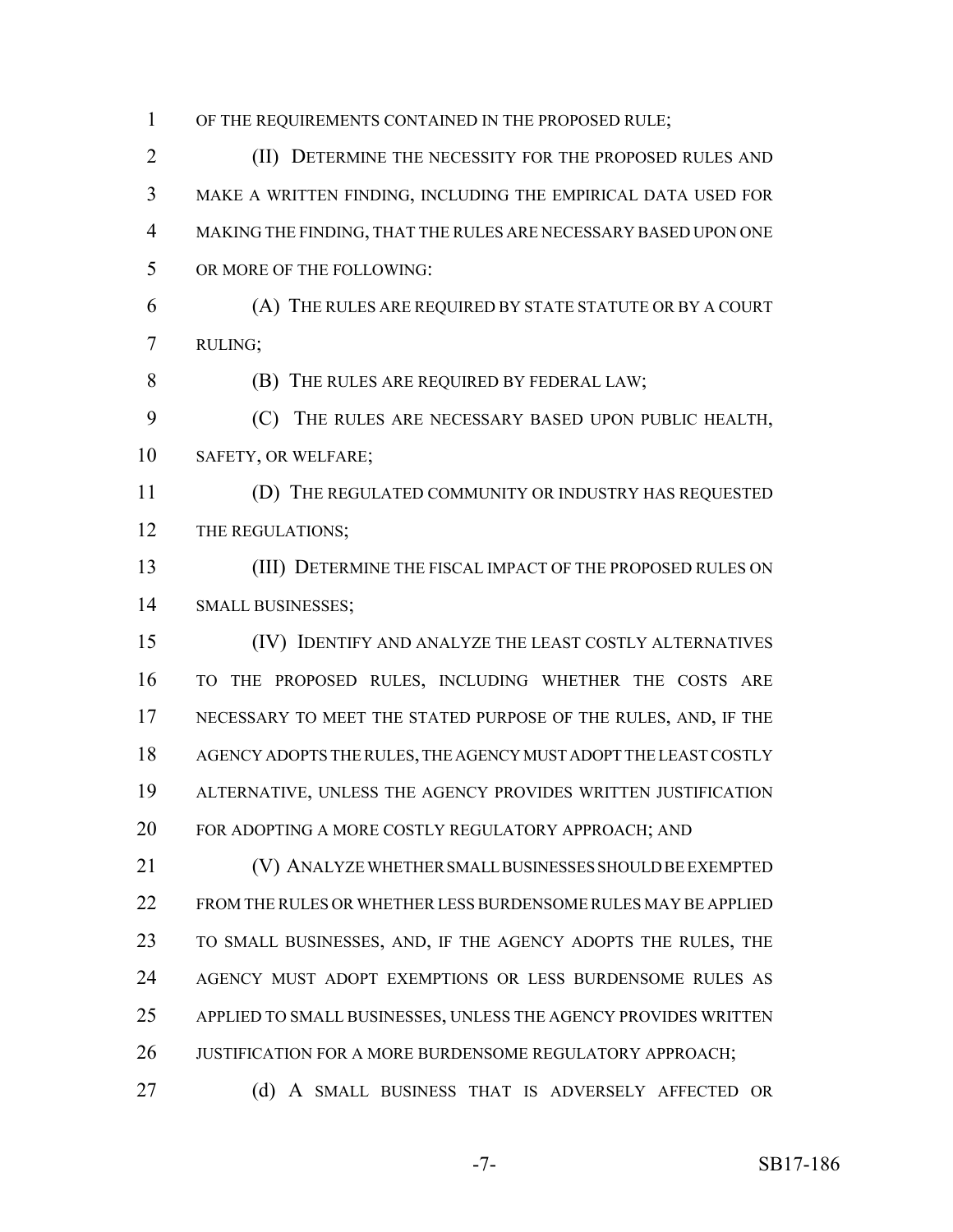OF THE REQUIREMENTS CONTAINED IN THE PROPOSED RULE;

(II) DETERMINE THE NECESSITY FOR THE PROPOSED RULES AND MAKE A WRITTEN FINDING, INCLUDING THE EMPIRICAL DATA USED FOR MAKING THE FINDING, THAT THE RULES ARE NECESSARY BASED UPON ONE OR MORE OF THE FOLLOWING:

(A) THE RULES ARE REQUIRED BY STATE STATUTE OR BY A COURT RULING;

(B) THE RULES ARE REQUIRED BY FEDERAL LAW;

(C) THE RULES ARE NECESSARY BASED UPON PUBLIC HEALTH, SAFETY, OR WELFARE;

(D) THE REGULATED COMMUNITY OR INDUSTRY HAS REQUESTED THE REGULATIONS;

(III) DETERMINE THE FISCAL IMPACT OF THE PROPOSED RULES ON SMALL BUSINESSES;

(IV) IDENTIFY AND ANALYZE THE LEAST COSTLY ALTERNATIVES TO THE PROPOSED RULES, INCLUDING WHETHER THE COSTS ARE NECESSARY TO MEET THE STATED PURPOSE OF THE RULES, AND, IF THE AGENCY ADOPTS THE RULES, THE AGENCY MUST ADOPT THE LEAST COSTLY ALTERNATIVE, UNLESS THE AGENCY PROVIDES WRITTEN JUSTIFICATION FOR ADOPTING A MORE COSTLY REGULATORY APPROACH; AND

(V) ANALYZE WHETHER SMALL BUSINESSES SHOULD BE EXEMPTED FROM THE RULES OR WHETHER LESS BURDENSOME RULES MAY BE APPLIED TO SMALL BUSINESSES, AND, IF THE AGENCY ADOPTS THE RULES, THE AGENCY MUST ADOPT EXEMPTIONS OR LESS BURDENSOME RULES AS APPLIED TO SMALL BUSINESSES, UNLESS THE AGENCY PROVIDES WRITTEN JUSTIFICATION FOR A MORE BURDENSOME REGULATORY APPROACH;

(d) A SMALL BUSINESS THAT IS ADVERSELY AFFECTED OR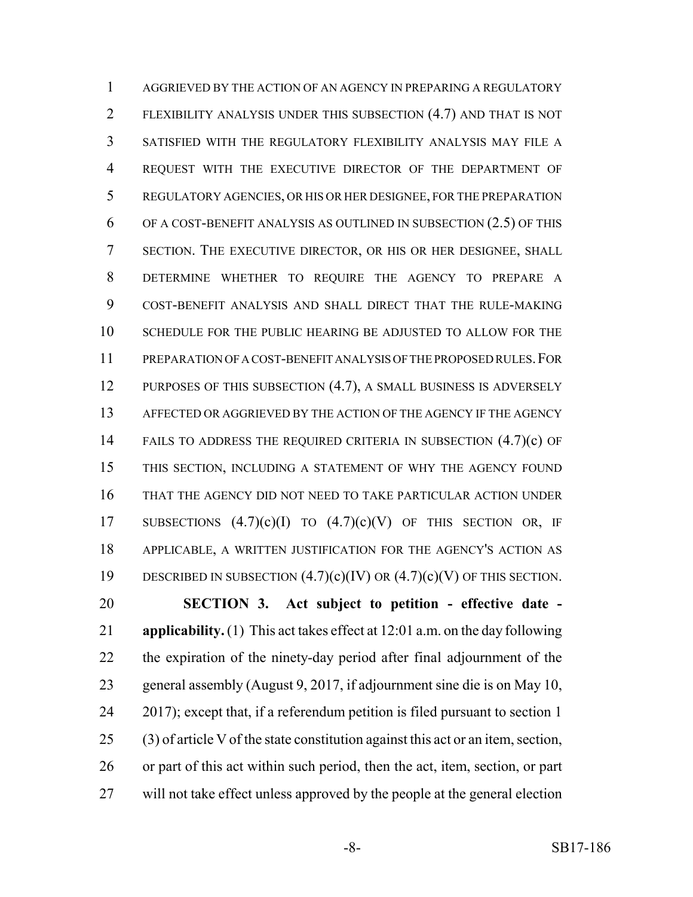AGGRIEVED BY THE ACTION OF AN AGENCY IN PREPARING A REGULATORY FLEXIBILITY ANALYSIS UNDER THIS SUBSECTION (4.7) AND THAT IS NOT SATISFIED WITH THE REGULATORY FLEXIBILITY ANALYSIS MAY FILE A REQUEST WITH THE EXECUTIVE DIRECTOR OF THE DEPARTMENT OF REGULATORY AGENCIES, OR HIS OR HER DESIGNEE, FOR THE PREPARATION OF A COST-BENEFIT ANALYSIS AS OUTLINED IN SUBSECTION (2.5) OF THIS SECTION. THE EXECUTIVE DIRECTOR, OR HIS OR HER DESIGNEE, SHALL DETERMINE WHETHER TO REQUIRE THE AGENCY TO PREPARE A COST-BENEFIT ANALYSIS AND SHALL DIRECT THAT THE RULE-MAKING SCHEDULE FOR THE PUBLIC HEARING BE ADJUSTED TO ALLOW FOR THE PREPARATION OF A COST-BENEFIT ANALYSIS OF THE PROPOSED RULES. FOR PURPOSES OF THIS SUBSECTION (4.7), A SMALL BUSINESS IS ADVERSELY AFFECTED OR AGGRIEVED BY THE ACTION OF THE AGENCY IF THE AGENCY FAILS TO ADDRESS THE REQUIRED CRITERIA IN SUBSECTION (4.7)(c) OF THIS SECTION, INCLUDING A STATEMENT OF WHY THE AGENCY FOUND THAT THE AGENCY DID NOT NEED TO TAKE PARTICULAR ACTION UNDER SUBSECTIONS (4.7)(c)(I) TO (4.7)(c)(V) OF THIS SECTION OR, IF APPLICABLE, A WRITTEN JUSTIFICATION FOR THE AGENCY'S ACTION AS DESCRIBED IN SUBSECTION (4.7)(c)(IV) OR (4.7)(c)(V) OF THIS SECTION.

**SECTION 3. Act subject to petition - effective date - applicability.** (1) This act takes effect at 12:01 a.m. on the day following the expiration of the ninety-day period after final adjournment of the general assembly (August 9, 2017, if adjournment sine die is on May 10, 2017); except that, if a referendum petition is filed pursuant to section 1 (3) of article V of the state constitution against this act or an item, section, or part of this act within such period, then the act, item, section, or part will not take effect unless approved by the people at the general election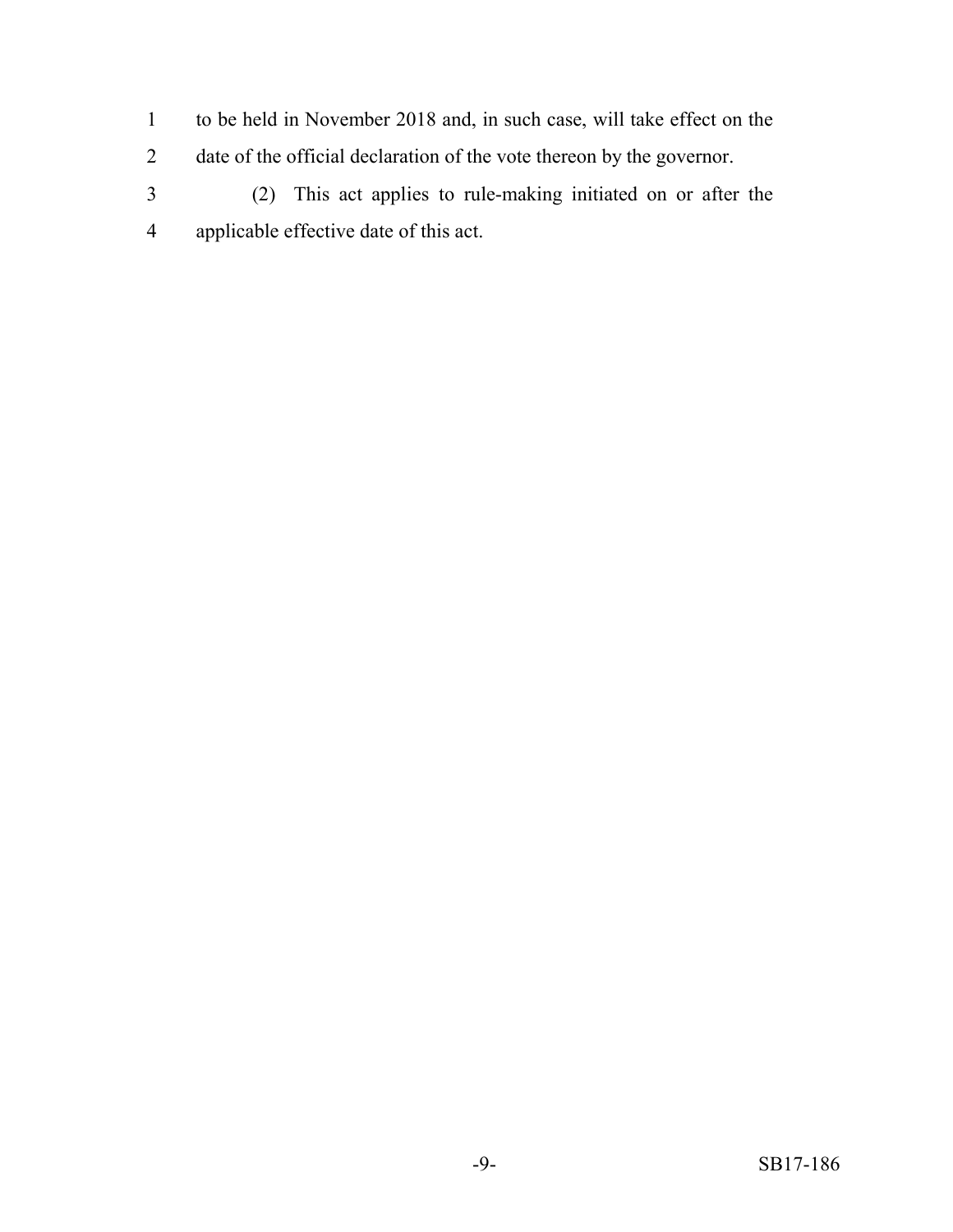to be held in November 2018 and, in such case, will take effect on the date of the official declaration of the vote thereon by the governor.

(2) This act applies to rule-making initiated on or after the applicable effective date of this act.